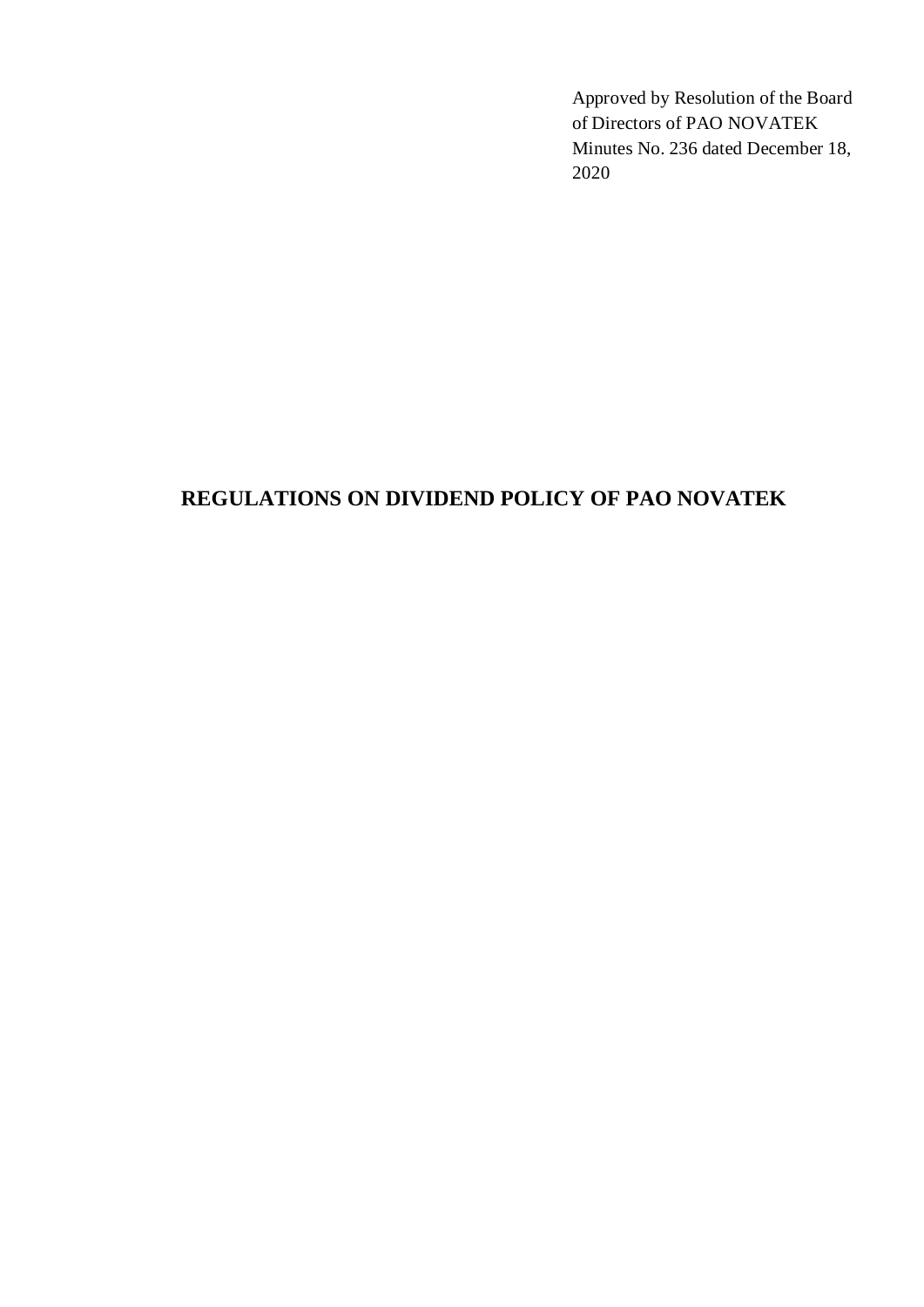Approved by Resolution of the Board of Directors of PAO NOVATEK Minutes No. 236 dated December 18, 2020

# REGULATIONS ON DIVIDEND POLICY OF PAO NOVATEK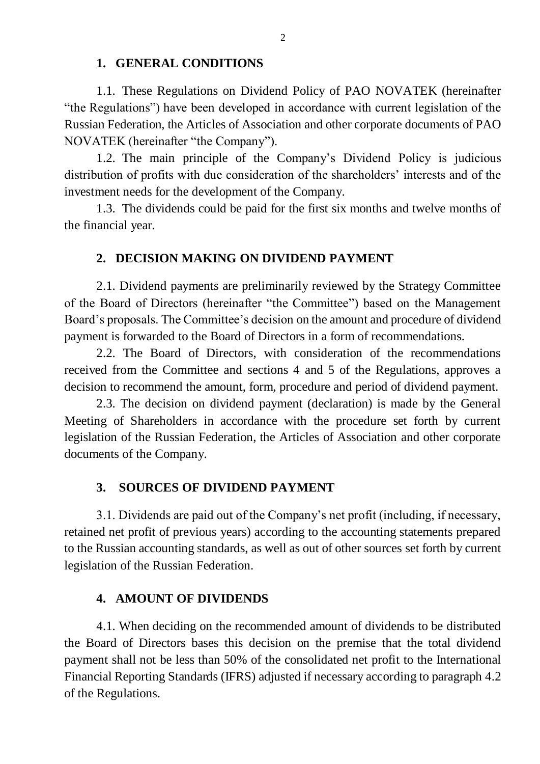## 1. GENERAL CONDITIONS

1.1. These Regulations on Dividend Policy of PAO NOVATEK (hereinafter "the Regulations") have been developed in accordance with current legislation of the Russian Federation, the Articles of Association and other corporate documents of PAO NOVATEK (hereinafter "the Company").

1.2. The main principle of the Company's Dividend Policy is judicious distribution of profits with due consideration of the shareholders' interests and of the investment needs for the development of the Company.

1.3. The dividends could be paid for the first six months and twelve months of the financial year.

## 2. DECISION MAKING ON DIVIDEND PAYMENT

2.1. Dividend payments are preliminarily reviewed by the Strategy Committee of the Board of Directors (hereinafter "the Committee") based on the Management Board's proposals. The Committee's decision on the amount and procedure of dividend payment is forwarded to the Board of Directors in a form of recommendations.

2.2. The Board of Directors, with consideration of the recommendations received from the Committee and sections 4 and 5 of the Regulations, approves a decision to recommend the amount, form, procedure and period of dividend payment.

2.3. The decision on dividend payment (declaration) is made by the General Meeting of Shareholders in accordance with the procedure set forth by current legislation of the Russian Federation, the Articles of Association and other corporate documents of the Company.

## 3. SOURCES OF DIVIDEND PAYMENT

3.1. Dividends are paid out of the Company's net profit (including, if necessary, retained net profit of previous years) according to the accounting statements prepared to the Russian accounting standards, as well as out of other sources set forth by current legislation of the Russian Federation.

## 4. AMOUNT OF DIVIDENDS

4.1. When deciding on the recommended amount of dividends to be distributed the Board of Directors bases this decision on the premise that the total dividend payment shall not be less than 50% of the consolidated net profit to the International Financial Reporting Standards (IFRS) adjusted if necessary according to paragraph 4.2 of the Regulations.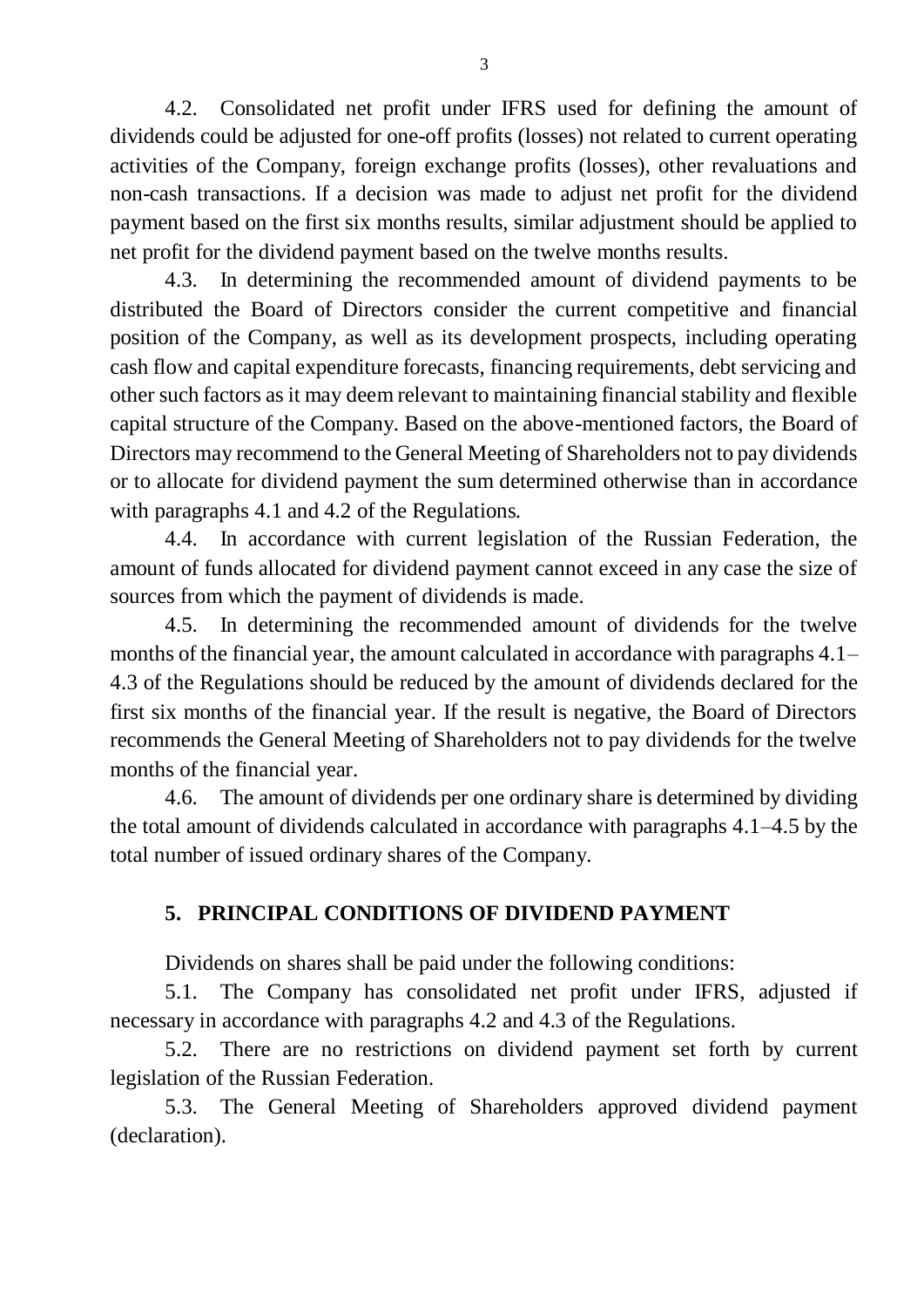4.2. Consolidated net profit under IFRS used for defining the amount of dividends could be adjusted for one-off profits (losses) not related to current operating activities of the Company, foreign exchange profits (losses), other revaluations and non-cash transactions. If a decision was made to adjust net profit for the dividend payment based on the first six months results, similar adjustment should be applied to net profit for the dividend payment based on the twelve months results.

4.3. In determining the recommended amount of dividend payments to be distributed the Board of Directors consider the current competitive and financial position of the Company, as well as its development prospects, including operating cash flow and capital expenditure forecasts, financing requirements, debt servicing and other such factors as it may deem relevant to maintaining financial stability and flexible capital structure of the Company. Based on the above-mentioned factors, the Board of Directors may recommend to the General Meeting of Shareholders not to pay dividends or to allocate for dividend payment the sum determined otherwise than in accordance with paragraphs 4.1 and 4.2 of the Regulations.

4.4. In accordance with current legislation of the Russian Federation, the amount of funds allocated for dividend payment cannot exceed in any case the size of sources from which the payment of dividends is made.

4.5. In determining the recommended amount of dividends for the twelve months of the financial year, the amount calculated in accordance with paragraphs 4.1–4.3 of the Regulations should be reduced by the amount of dividends declared for the first six months of the financial year. If the result is negative, the Board of Directors recommends the General Meeting of Shareholders not to pay dividends for the twelve months of the financial year.

4.6. The amount of dividends per one ordinary share is determined by dividing the total amount of dividends calculated in accordance with paragraphs 4.1–4.5 by the total number of issued ordinary shares of the Company.

## 5. PRINCIPAL CONDITIONS OF DIVIDEND PAYMENT

Dividends on shares shall be paid under the following conditions:

5.1. The Company has consolidated net profit under IFRS, adjusted if necessary in accordance with paragraphs 4.2 and 4.3 of the Regulations.

5.2. There are no restrictions on dividend payment set forth by current legislation of the Russian Federation.

5.3. The General Meeting of Shareholders approved dividend payment (declaration).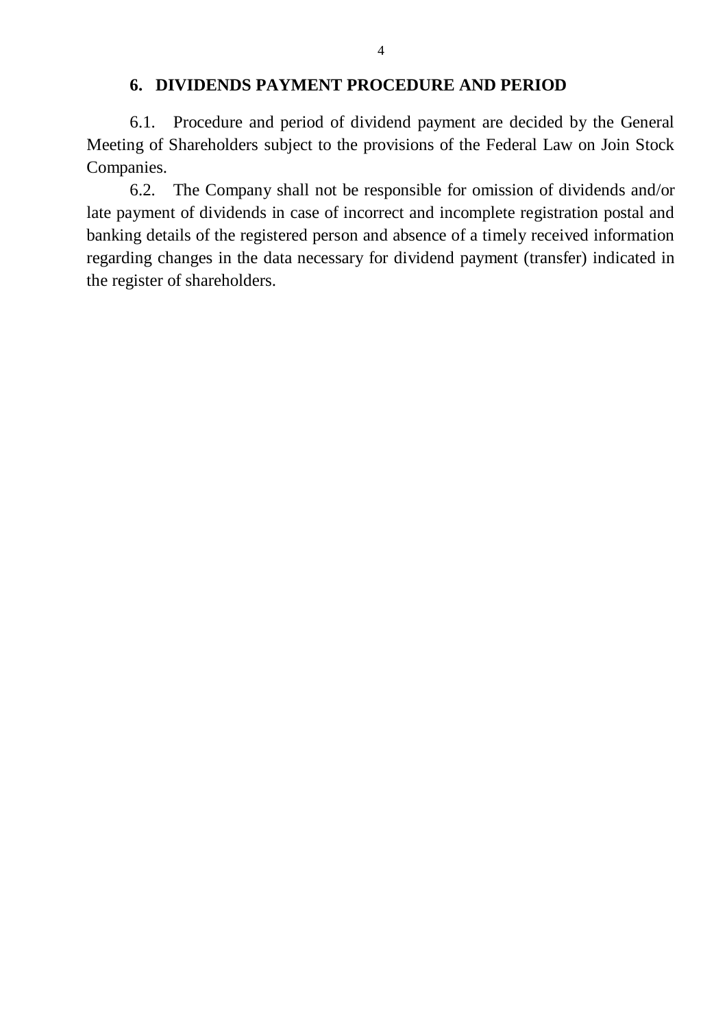## 6. DIVIDENDS PAYMENT PROCEDURE AND PERIOD

6.1. Procedure and period of dividend payment are decided by the General Meeting of Shareholders subject to the provisions of the Federal Law on Join Stock Companies.

6.2. The Company shall not be responsible for omission of dividends and/or late payment of dividends in case of incorrect and incomplete registration postal and banking details of the registered person and absence of a timely received information regarding changes in the data necessary for dividend payment (transfer) indicated in the register of shareholders.